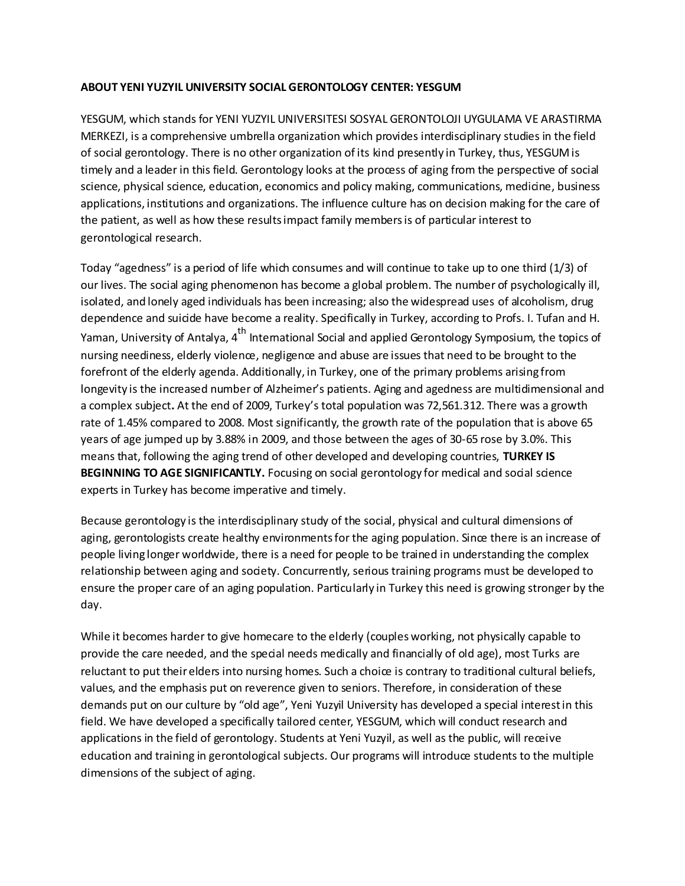**ABOUT YENI YUZYIL UNIVERSITY SOCIAL GERONTOLOGY CENTER: YESGUM**

YESGUM, which stands for YENI YUZYIL UNIVERSITESI SOSYAL GERONTOLOJI UYGULAMA VE ARASTIRMA MERKEZI, is a comprehensive umbrella organization which provides interdisciplinary studies in the field of social gerontology. There is no other organization of its kind presently in Turkey, thus, YESGUM is timely and a leader in this field. Gerontology looks at the process of aging from the perspective of social science, physical science, education, economics and policy making, communications, medicine, business applications, institutions and organizations. The influence culture has on decision making for the care of the patient, as well as how these results impact family members is of particular interest to gerontological research.

Today "agedness" is a period of life which consumes and will continue to take up to one third (1/3) of our lives. The social aging phenomenon has become a global problem. The number of psychologically ill, isolated, and lonely aged individuals has been increasing; also the widespread uses of alcoholism, drug dependence and suicide have become a reality. Specifically in Turkey, according to Profs. I. Tufan and H. Yaman, University of Antalya, 4th International Social and applied Gerontology Symposium, the topics of nursing neediness, elderly violence, negligence and abuse are issues that need to be brought to the forefront of the elderly agenda. Additionally, in Turkey, one of the primary problems arising from longevity is the increased number of Alzheimer's patients. Aging and agedness are multidimensional and a complex subject**.** At the end of 2009, Turkey's total population was 72,561.312. There was a growth rate of 1.45% compared to 2008. Most significantly, the growth rate of the population that is above 65 years of age jumped up by 3.88% in 2009, and those between the ages of 30-65 rose by 3.0%. This means that, following the aging trend of other developed and developing countries, **TURKEY IS BEGINNING TO AGE SIGNIFICANTLY.** Focusing on social gerontology for medical and social science experts in Turkey has become imperative and timely.

Because gerontology is the interdisciplinary study of the social, physical and cultural dimensions of aging, gerontologists create healthy environments for the aging population. Since there is an increase of people living longer worldwide, there is a need for people to be trained in understanding the complex relationship between aging and society. Concurrently, serious training programs must be developed to ensure the proper care of an aging population. Particularly in Turkey this need is growing stronger by the day.

While it becomes harder to give homecare to the elderly (couples working, not physically capable to provide the care needed, and the special needs medically and financially of old age), most Turks are reluctant to put their elders into nursing homes. Such a choice is contrary to traditional cultural beliefs, values, and the emphasis put on reverence given to seniors. Therefore, in consideration of these demands put on our culture by "old age", Yeni Yuzyil University has developed a special interest in this field. We have developed a specifically tailored center, YESGUM, which will conduct research and applications in the field of gerontology. Students at Yeni Yuzyil, as well as the public, will receive education and training in gerontological subjects. Our programs will introduce students to the multiple dimensions of the subject of aging.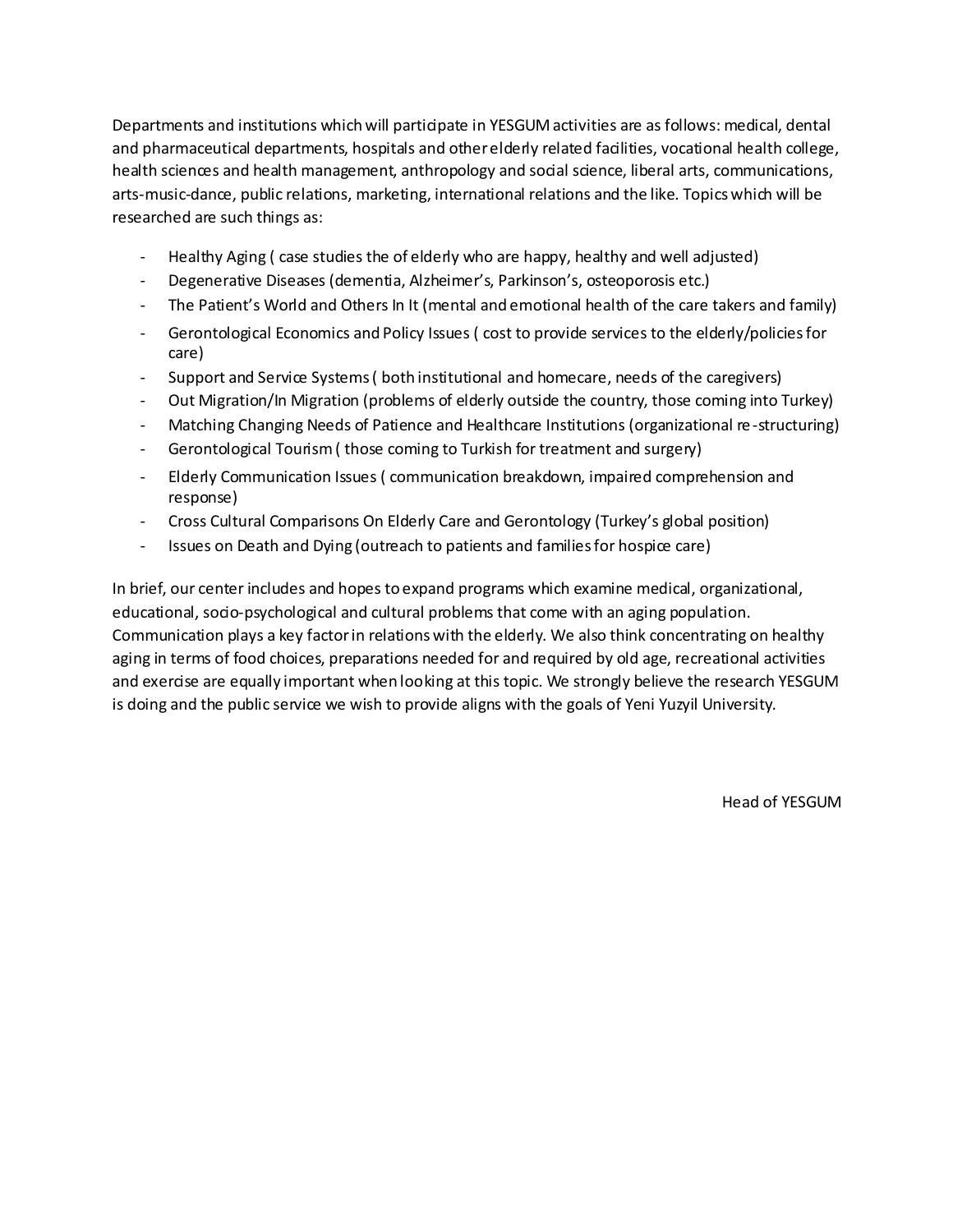Departments and institutions which will participate in YESGUM activities are as follows: medical, dental and pharmaceutical departments, hospitals and other elderly related facilities, vocational health college, health sciences and health management, anthropology and social science, liberal arts, communications, arts-music-dance, public relations, marketing, international relations and the like. Topics which will be researched are such things as:

- Healthy Aging ( case studies the of elderly who are happy, healthy and well adjusted)
- Degenerative Diseases (dementia, Alzheimer's, Parkinson's, osteoporosis etc.)
- The Patient's World and Others In It (mental and emotional health of the care takers and family)
- Gerontological Economics and Policy Issues ( cost to provide services to the elderly/policies for care)
- Support and Service Systems ( both institutional and homecare, needs of the caregivers)
- Out Migration/In Migration (problems of elderly outside the country, those coming into Turkey)
- Matching Changing Needs of Patience and Healthcare Institutions (organizational re-structuring)
- Gerontological Tourism ( those coming to Turkish for treatment and surgery)
- Elderly Communication Issues ( communication breakdown, impaired comprehension and response)
- Cross Cultural Comparisons On Elderly Care and Gerontology (Turkey's global position)
- Issues on Death and Dying (outreach to patients and families for hospice care)

In brief, our center includes and hopes to expand programs which examine medical, organizational, educational, socio-psychological and cultural problems that come with an aging population. Communication plays a key factor in relations with the elderly. We also think concentrating on healthy aging in terms of food choices, preparations needed for and required by old age, recreational activities and exercise are equally important when looking at this topic. We strongly believe the research YESGUM is doing and the public service we wish to provide aligns with the goals of Yeni Yuzyil University.

Head of YESGUM